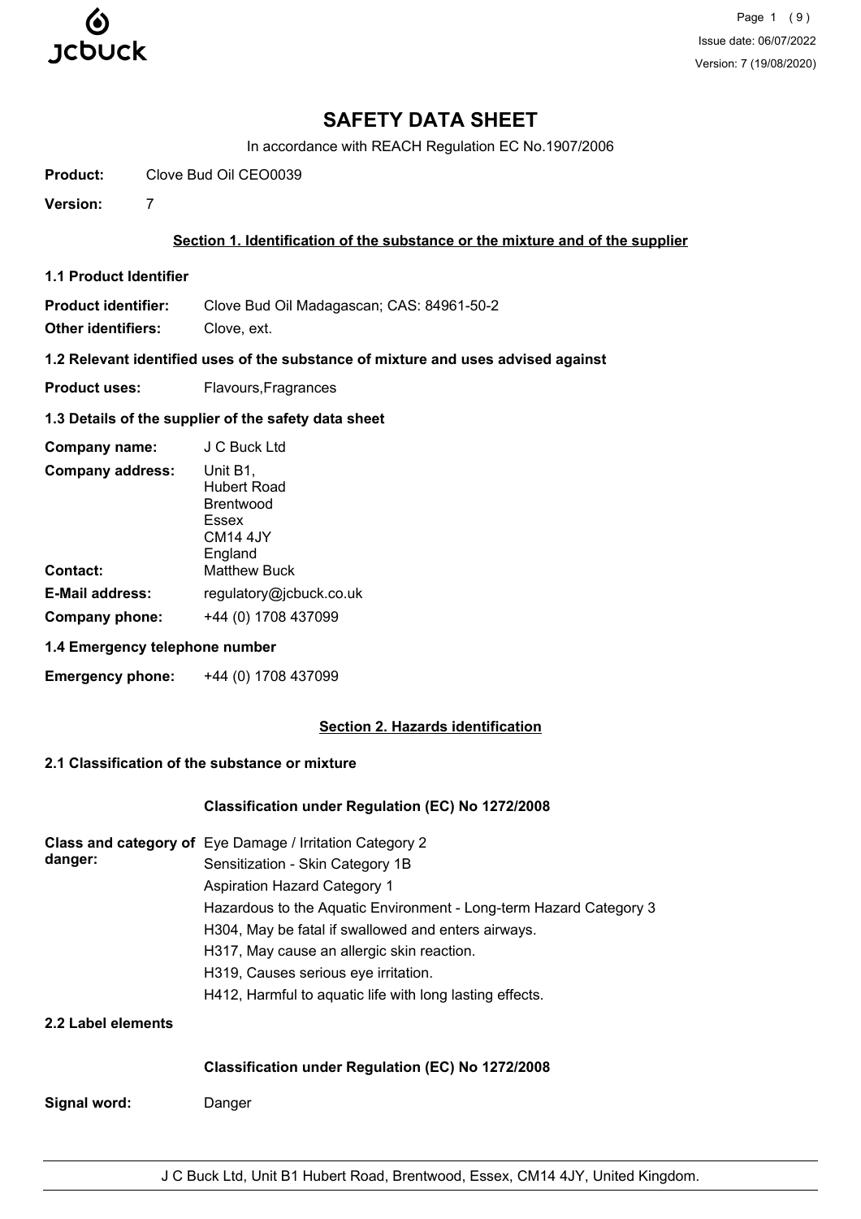# SAFETY DATA SHEET

In accordance with REACH Regulation EC No.1907/2006

**Product:** Clove Bud Oil CEO0039

**Version:** 7

## Section 1. Identification of the substance or the mixture and of the supplier

### 1.1 Product Identifier

**Product identifier:** Clove Bud Oil Madagascan; CAS: 84961-50-2

**Other identifiers:** Clove, ext.

### 1.2 Relevant identified uses of the substance of mixture and uses advised against

**Product uses:** Flavours,Fragrances

### 1.3 Details of the supplier of the safety data sheet

**Company name:** J C Buck Ltd

**Company address:** Unit B1,
Hubert Road
Brentwood
Essex
CM14 4JY
England

**Contact:** Matthew Buck

**E-Mail address:** regulatory@jcbuck.co.uk

**Company phone:** +44 (0) 1708 437099

### 1.4 Emergency telephone number

**Emergency phone:** +44 (0) 1708 437099

## Section 2. Hazards identification

### 2.1 Classification of the substance or mixture

**Classification under Regulation (EC) No 1272/2008**

**Class and category of danger:**
Eye Damage / Irritation Category 2
Sensitization - Skin Category 1B
Aspiration Hazard Category 1
Hazardous to the Aquatic Environment - Long-term Hazard Category 3
H304, May be fatal if swallowed and enters airways.
H317, May cause an allergic skin reaction.
H319, Causes serious eye irritation.
H412, Harmful to aquatic life with long lasting effects.

### 2.2 Label elements

**Classification under Regulation (EC) No 1272/2008**

**Signal word:** Danger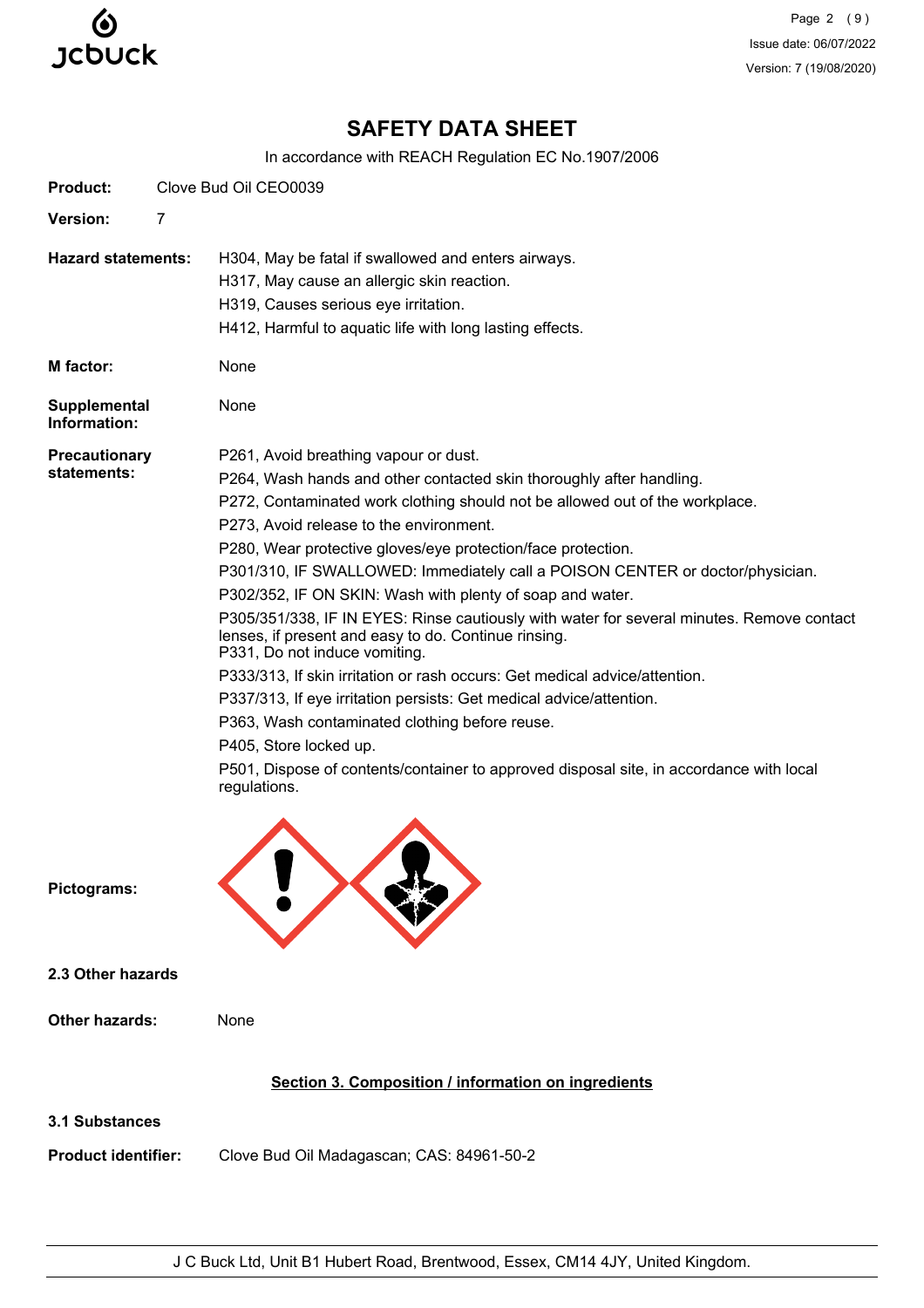# SAFETY DATA SHEET

In accordance with REACH Regulation EC No.1907/2006

**Product:** Clove Bud Oil CEO0039

**Version:** 7

**Hazard statements:**
H304, May be fatal if swallowed and enters airways.
H317, May cause an allergic skin reaction.
H319, Causes serious eye irritation.
H412, Harmful to aquatic life with long lasting effects.

**M factor:** None

**Supplemental Information:** None

**Precautionary statements:**
P261, Avoid breathing vapour or dust.
P264, Wash hands and other contacted skin thoroughly after handling.
P272, Contaminated work clothing should not be allowed out of the workplace.
P273, Avoid release to the environment.
P280, Wear protective gloves/eye protection/face protection.
P301/310, IF SWALLOWED: Immediately call a POISON CENTER or doctor/physician.
P302/352, IF ON SKIN: Wash with plenty of soap and water.
P305/351/338, IF IN EYES: Rinse cautiously with water for several minutes. Remove contact lenses, if present and easy to do. Continue rinsing.
P331, Do not induce vomiting.
P333/313, If skin irritation or rash occurs: Get medical advice/attention.
P337/313, If eye irritation persists: Get medical advice/attention.
P363, Wash contaminated clothing before reuse.
P405, Store locked up.
P501, Dispose of contents/container to approved disposal site, in accordance with local regulations.

**Pictograms:**

### 2.3 Other hazards

**Other hazards:** None

## Section 3. Composition / information on ingredients

### 3.1 Substances

**Product identifier:** Clove Bud Oil Madagascan; CAS: 84961-50-2

J C Buck Ltd, Unit B1 Hubert Road, Brentwood, Essex, CM14 4JY, United Kingdom.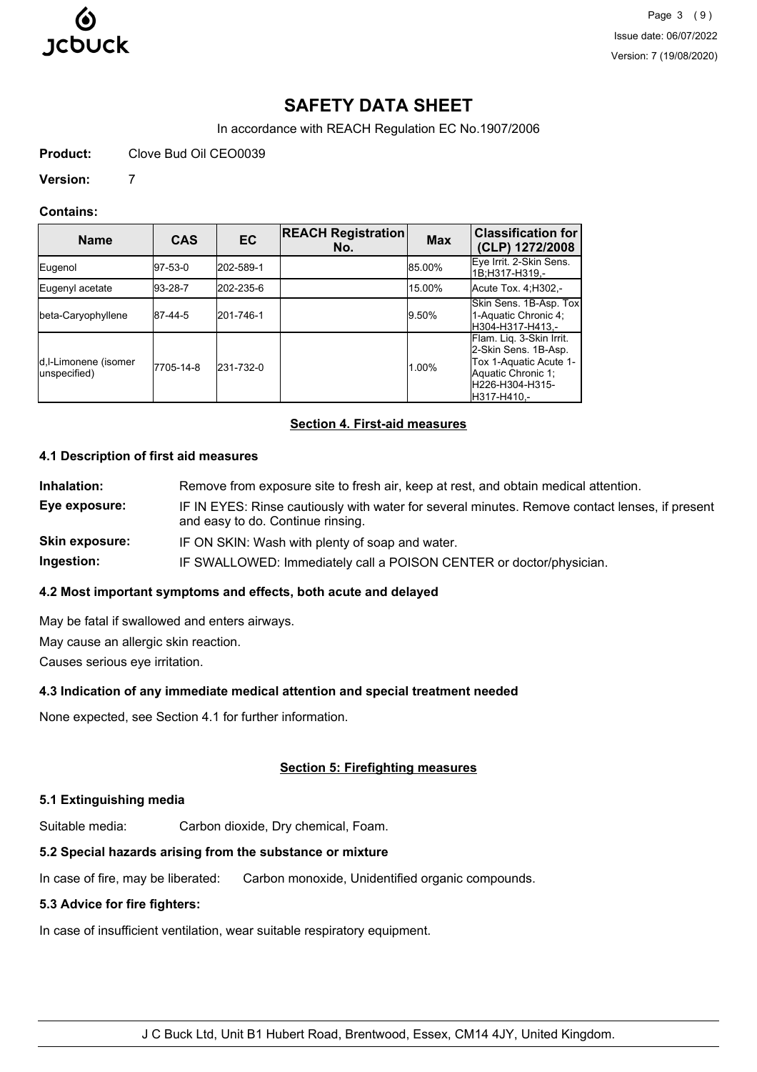# SAFETY DATA SHEET

In accordance with REACH Regulation EC No.1907/2006

**Product:** Clove Bud Oil CEO0039

**Version:** 7

**Contains:**

| Name | CAS | EC | REACH Registration No. | Max | Classification for (CLP) 1272/2008 |
|---|---|---|---|---|---|
| Eugenol | 97-53-0 | 202-589-1 | | 85.00% | Eye Irrit. 2-Skin Sens. 1B;H317-H319,- |
| Eugenyl acetate | 93-28-7 | 202-235-6 | | 15.00% | Acute Tox. 4;H302,- |
| beta-Caryophyllene | 87-44-5 | 201-746-1 | | 9.50% | Skin Sens. 1B-Asp. Tox 1-Aquatic Chronic 4; H304-H317-H413,- |
| d,l-Limonene (isomer unspecified) | 7705-14-8 | 231-732-0 | | 1.00% | Flam. Liq. 3-Skin Irrit. 2-Skin Sens. 1B-Asp. Tox 1-Aquatic Acute 1-Aquatic Chronic 1; H226-H304-H315-H317-H410,- |

## Section 4. First-aid measures

### 4.1 Description of first aid measures

**Inhalation:** Remove from exposure site to fresh air, keep at rest, and obtain medical attention.

**Eye exposure:** IF IN EYES: Rinse cautiously with water for several minutes. Remove contact lenses, if present and easy to do. Continue rinsing.

**Skin exposure:** IF ON SKIN: Wash with plenty of soap and water.

**Ingestion:** IF SWALLOWED: Immediately call a POISON CENTER or doctor/physician.

### 4.2 Most important symptoms and effects, both acute and delayed

May be fatal if swallowed and enters airways.

May cause an allergic skin reaction.

Causes serious eye irritation.

### 4.3 Indication of any immediate medical attention and special treatment needed

None expected, see Section 4.1 for further information.

## Section 5: Firefighting measures

### 5.1 Extinguishing media

Suitable media: Carbon dioxide, Dry chemical, Foam.

### 5.2 Special hazards arising from the substance or mixture

In case of fire, may be liberated: Carbon monoxide, Unidentified organic compounds.

### 5.3 Advice for fire fighters:

In case of insufficient ventilation, wear suitable respiratory equipment.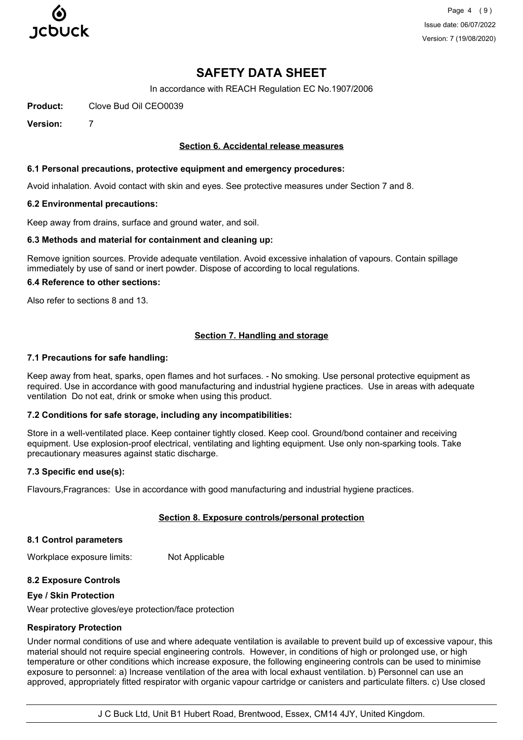# SAFETY DATA SHEET

In accordance with REACH Regulation EC No.1907/2006

**Product:** Clove Bud Oil CEO0039

**Version:** 7

## Section 6. Accidental release measures

### 6.1 Personal precautions, protective equipment and emergency procedures:

Avoid inhalation. Avoid contact with skin and eyes. See protective measures under Section 7 and 8.

### 6.2 Environmental precautions:

Keep away from drains, surface and ground water, and soil.

### 6.3 Methods and material for containment and cleaning up:

Remove ignition sources. Provide adequate ventilation. Avoid excessive inhalation of vapours. Contain spillage immediately by use of sand or inert powder. Dispose of according to local regulations.

### 6.4 Reference to other sections:

Also refer to sections 8 and 13.

## Section 7. Handling and storage

### 7.1 Precautions for safe handling:

Keep away from heat, sparks, open flames and hot surfaces. - No smoking. Use personal protective equipment as required. Use in accordance with good manufacturing and industrial hygiene practices. Use in areas with adequate ventilation Do not eat, drink or smoke when using this product.

### 7.2 Conditions for safe storage, including any incompatibilities:

Store in a well-ventilated place. Keep container tightly closed. Keep cool. Ground/bond container and receiving equipment. Use explosion-proof electrical, ventilating and lighting equipment. Use only non-sparking tools. Take precautionary measures against static discharge.

### 7.3 Specific end use(s):

Flavours,Fragrances: Use in accordance with good manufacturing and industrial hygiene practices.

## Section 8. Exposure controls/personal protection

### 8.1 Control parameters

Workplace exposure limits: Not Applicable

### 8.2 Exposure Controls

#### Eye / Skin Protection

Wear protective gloves/eye protection/face protection

#### Respiratory Protection

Under normal conditions of use and where adequate ventilation is available to prevent build up of excessive vapour, this material should not require special engineering controls. However, in conditions of high or prolonged use, or high temperature or other conditions which increase exposure, the following engineering controls can be used to minimise exposure to personnel: a) Increase ventilation of the area with local exhaust ventilation. b) Personnel can use an approved, appropriately fitted respirator with organic vapour cartridge or canisters and particulate filters. c) Use closed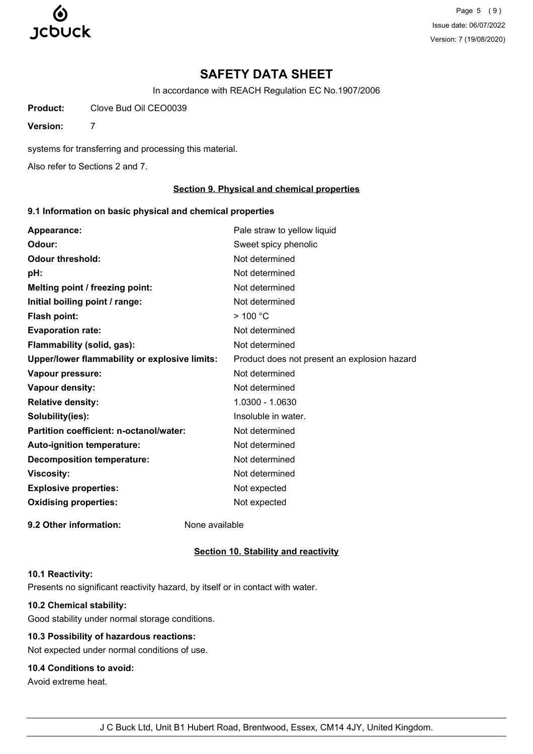# SAFETY DATA SHEET

In accordance with REACH Regulation EC No.1907/2006

**Product:** Clove Bud Oil CEO0039

**Version:** 7

systems for transferring and processing this material.

Also refer to Sections 2 and 7.

## Section 9. Physical and chemical properties

### 9.1 Information on basic physical and chemical properties

| | |
|---|---|
| **Appearance:** | Pale straw to yellow liquid |
| **Odour:** | Sweet spicy phenolic |
| **Odour threshold:** | Not determined |
| **pH:** | Not determined |
| **Melting point / freezing point:** | Not determined |
| **Initial boiling point / range:** | Not determined |
| **Flash point:** | > 100 °C |
| **Evaporation rate:** | Not determined |
| **Flammability (solid, gas):** | Not determined |
| **Upper/lower flammability or explosive limits:** | Product does not present an explosion hazard |
| **Vapour pressure:** | Not determined |
| **Vapour density:** | Not determined |
| **Relative density:** | 1.0300 - 1.0630 |
| **Solubility(ies):** | Insoluble in water. |
| **Partition coefficient: n-octanol/water:** | Not determined |
| **Auto-ignition temperature:** | Not determined |
| **Decomposition temperature:** | Not determined |
| **Viscosity:** | Not determined |
| **Explosive properties:** | Not expected |
| **Oxidising properties:** | Not expected |

**9.2 Other information:** None available

## Section 10. Stability and reactivity

### 10.1 Reactivity:

Presents no significant reactivity hazard, by itself or in contact with water.

### 10.2 Chemical stability:

Good stability under normal storage conditions.

### 10.3 Possibility of hazardous reactions:

Not expected under normal conditions of use.

### 10.4 Conditions to avoid:

Avoid extreme heat.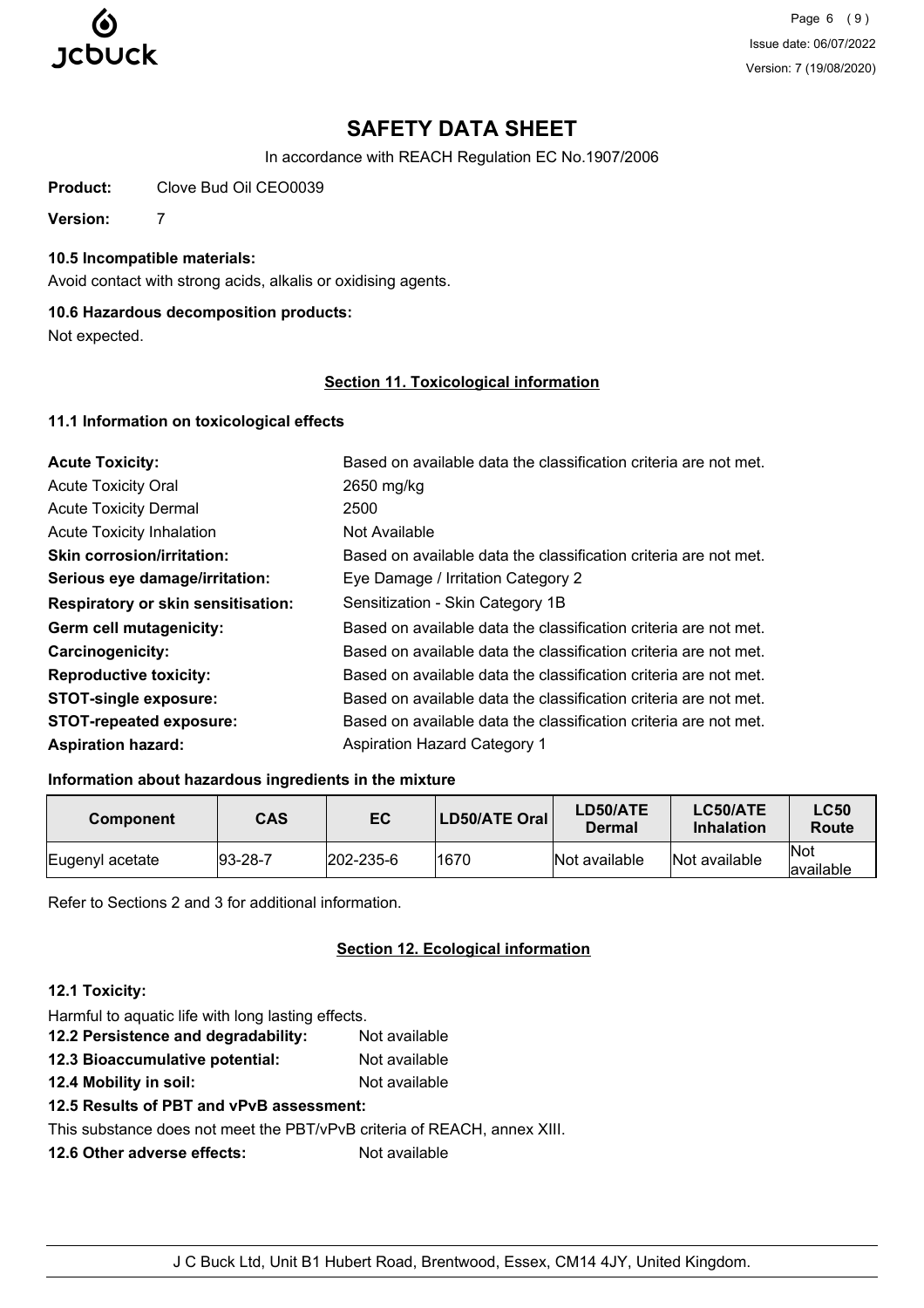**10.5 Incompatible materials:**

Avoid contact with strong acids, alkalis or oxidising agents.

**10.6 Hazardous decomposition products:**

Not expected.

## Section 11. Toxicological information

### 11.1 Information on toxicological effects

| | |
|---|---|
| **Acute Toxicity:** | Based on available data the classification criteria are not met. |
| Acute Toxicity Oral | 2650 mg/kg |
| Acute Toxicity Dermal | 2500 |
| Acute Toxicity Inhalation | Not Available |
| **Skin corrosion/irritation:** | Based on available data the classification criteria are not met. |
| **Serious eye damage/irritation:** | Eye Damage / Irritation Category 2 |
| **Respiratory or skin sensitisation:** | Sensitization - Skin Category 1B |
| **Germ cell mutagenicity:** | Based on available data the classification criteria are not met. |
| **Carcinogenicity:** | Based on available data the classification criteria are not met. |
| **Reproductive toxicity:** | Based on available data the classification criteria are not met. |
| **STOT-single exposure:** | Based on available data the classification criteria are not met. |
| **STOT-repeated exposure:** | Based on available data the classification criteria are not met. |
| **Aspiration hazard:** | Aspiration Hazard Category 1 |

**Information about hazardous ingredients in the mixture**

| Component | CAS | EC | LD50/ATE Oral | LD50/ATE Dermal | LC50/ATE Inhalation | LC50 Route |
|---|---|---|---|---|---|---|
| Eugenyl acetate | 93-28-7 | 202-235-6 | 1670 | Not available | Not available | Not available |

Refer to Sections 2 and 3 for additional information.

## Section 12. Ecological information

**12.1 Toxicity:**

Harmful to aquatic life with long lasting effects.

**12.2 Persistence and degradability:** Not available

**12.3 Bioaccumulative potential:** Not available

**12.4 Mobility in soil:** Not available

**12.5 Results of PBT and vPvB assessment:**

This substance does not meet the PBT/vPvB criteria of REACH, annex XIII.

**12.6 Other adverse effects:** Not available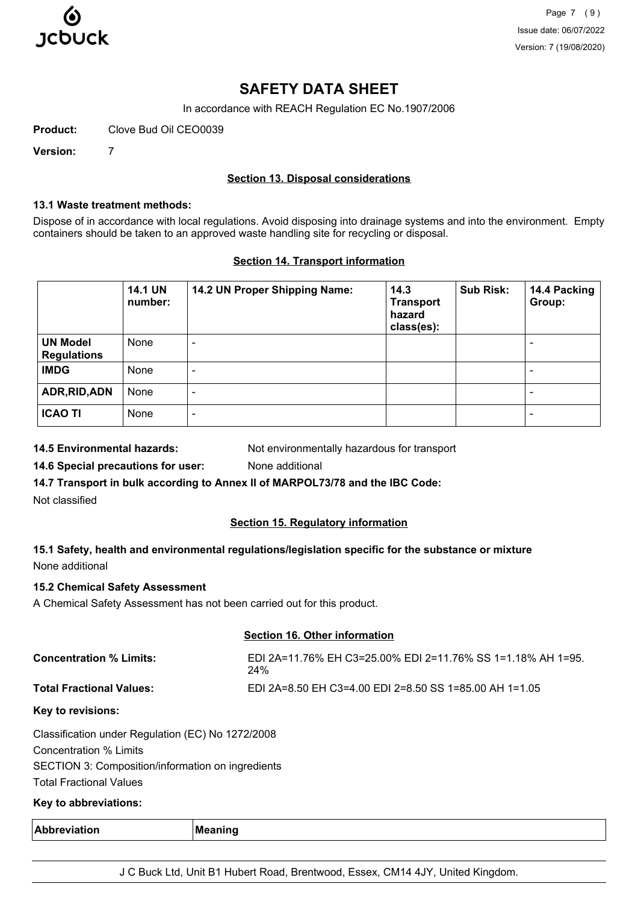# SAFETY DATA SHEET

In accordance with REACH Regulation EC No.1907/2006

**Product:** Clove Bud Oil CEO0039

**Version:** 7

## Section 13. Disposal considerations

### 13.1 Waste treatment methods:

Dispose of in accordance with local regulations. Avoid disposing into drainage systems and into the environment. Empty containers should be taken to an approved waste handling site for recycling or disposal.

## Section 14. Transport information

| | 14.1 UN number: | 14.2 UN Proper Shipping Name: | 14.3 Transport hazard class(es): | Sub Risk: | 14.4 Packing Group: |
|---|---|---|---|---|---|
| **UN Model Regulations** | None | - | | | - |
| **IMDG** | None | - | | | - |
| **ADR,RID,ADN** | None | - | | | - |
| **ICAO TI** | None | - | | | - |

**14.5 Environmental hazards:** Not environmentally hazardous for transport

**14.6 Special precautions for user:** None additional

**14.7 Transport in bulk according to Annex II of MARPOL73/78 and the IBC Code:**

Not classified

## Section 15. Regulatory information

### 15.1 Safety, health and environmental regulations/legislation specific for the substance or mixture

None additional

### 15.2 Chemical Safety Assessment

A Chemical Safety Assessment has not been carried out for this product.

## Section 16. Other information

**Concentration % Limits:** EDI 2A=11.76% EH C3=25.00% EDI 2=11.76% SS 1=1.18% AH 1=95.24%

**Total Fractional Values:** EDI 2A=8.50 EH C3=4.00 EDI 2=8.50 SS 1=85.00 AH 1=1.05

**Key to revisions:**

Classification under Regulation (EC) No 1272/2008

Concentration % Limits

SECTION 3: Composition/information on ingredients

Total Fractional Values

**Key to abbreviations:**

| Abbreviation | Meaning |
|---|---|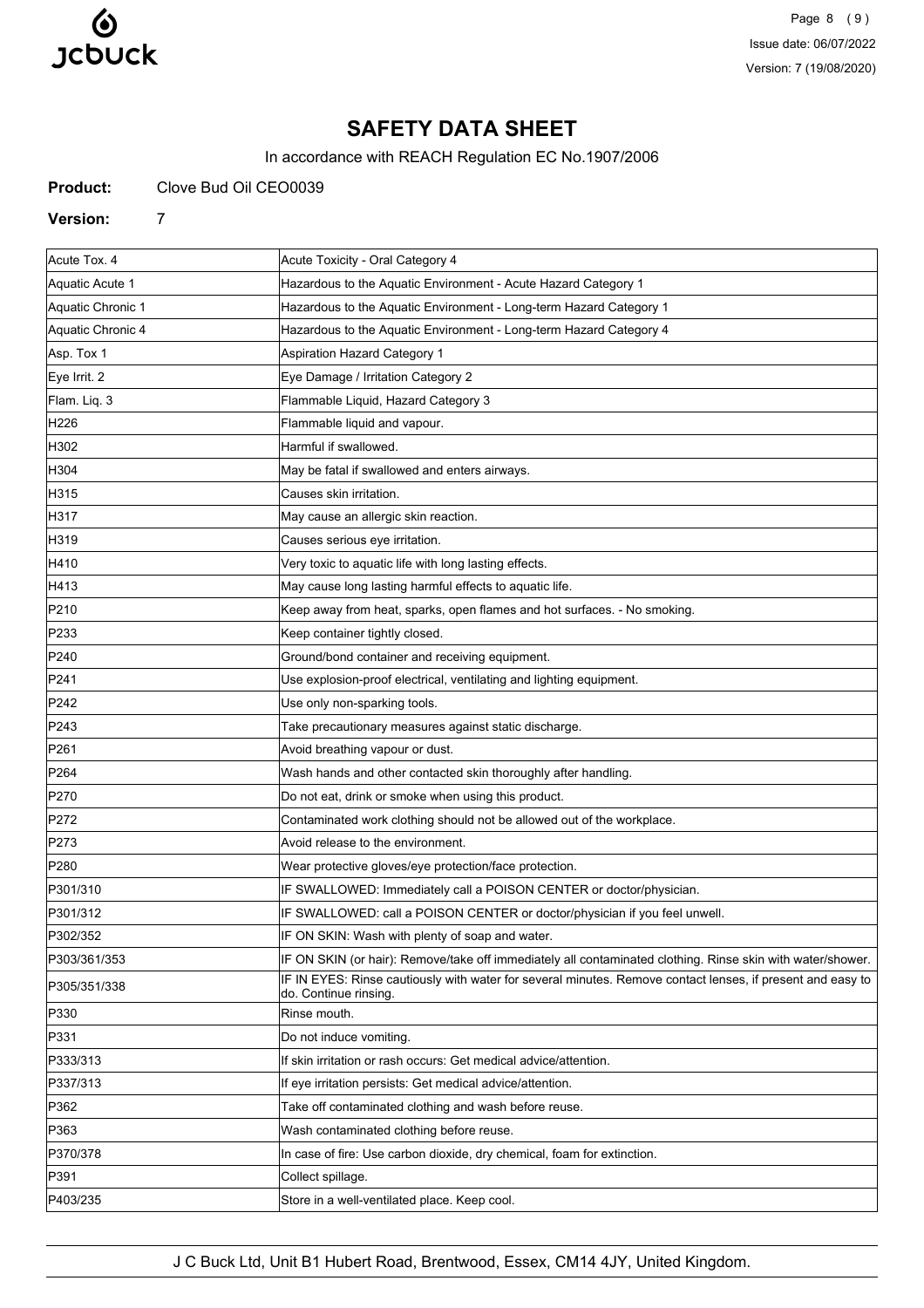# SAFETY DATA SHEET

In accordance with REACH Regulation EC No.1907/2006

**Product:** Clove Bud Oil CEO0039

**Version:** 7

| | |
|---|---|
| Acute Tox. 4 | Acute Toxicity - Oral Category 4 |
| Aquatic Acute 1 | Hazardous to the Aquatic Environment - Acute Hazard Category 1 |
| Aquatic Chronic 1 | Hazardous to the Aquatic Environment - Long-term Hazard Category 1 |
| Aquatic Chronic 4 | Hazardous to the Aquatic Environment - Long-term Hazard Category 4 |
| Asp. Tox 1 | Aspiration Hazard Category 1 |
| Eye Irrit. 2 | Eye Damage / Irritation Category 2 |
| Flam. Liq. 3 | Flammable Liquid, Hazard Category 3 |
| H226 | Flammable liquid and vapour. |
| H302 | Harmful if swallowed. |
| H304 | May be fatal if swallowed and enters airways. |
| H315 | Causes skin irritation. |
| H317 | May cause an allergic skin reaction. |
| H319 | Causes serious eye irritation. |
| H410 | Very toxic to aquatic life with long lasting effects. |
| H413 | May cause long lasting harmful effects to aquatic life. |
| P210 | Keep away from heat, sparks, open flames and hot surfaces. - No smoking. |
| P233 | Keep container tightly closed. |
| P240 | Ground/bond container and receiving equipment. |
| P241 | Use explosion-proof electrical, ventilating and lighting equipment. |
| P242 | Use only non-sparking tools. |
| P243 | Take precautionary measures against static discharge. |
| P261 | Avoid breathing vapour or dust. |
| P264 | Wash hands and other contacted skin thoroughly after handling. |
| P270 | Do not eat, drink or smoke when using this product. |
| P272 | Contaminated work clothing should not be allowed out of the workplace. |
| P273 | Avoid release to the environment. |
| P280 | Wear protective gloves/eye protection/face protection. |
| P301/310 | IF SWALLOWED: Immediately call a POISON CENTER or doctor/physician. |
| P301/312 | IF SWALLOWED: call a POISON CENTER or doctor/physician if you feel unwell. |
| P302/352 | IF ON SKIN: Wash with plenty of soap and water. |
| P303/361/353 | IF ON SKIN (or hair): Remove/take off immediately all contaminated clothing. Rinse skin with water/shower. |
| P305/351/338 | IF IN EYES: Rinse cautiously with water for several minutes. Remove contact lenses, if present and easy to do. Continue rinsing. |
| P330 | Rinse mouth. |
| P331 | Do not induce vomiting. |
| P333/313 | If skin irritation or rash occurs: Get medical advice/attention. |
| P337/313 | If eye irritation persists: Get medical advice/attention. |
| P362 | Take off contaminated clothing and wash before reuse. |
| P363 | Wash contaminated clothing before reuse. |
| P370/378 | In case of fire: Use carbon dioxide, dry chemical, foam for extinction. |
| P391 | Collect spillage. |
| P403/235 | Store in a well-ventilated place. Keep cool. |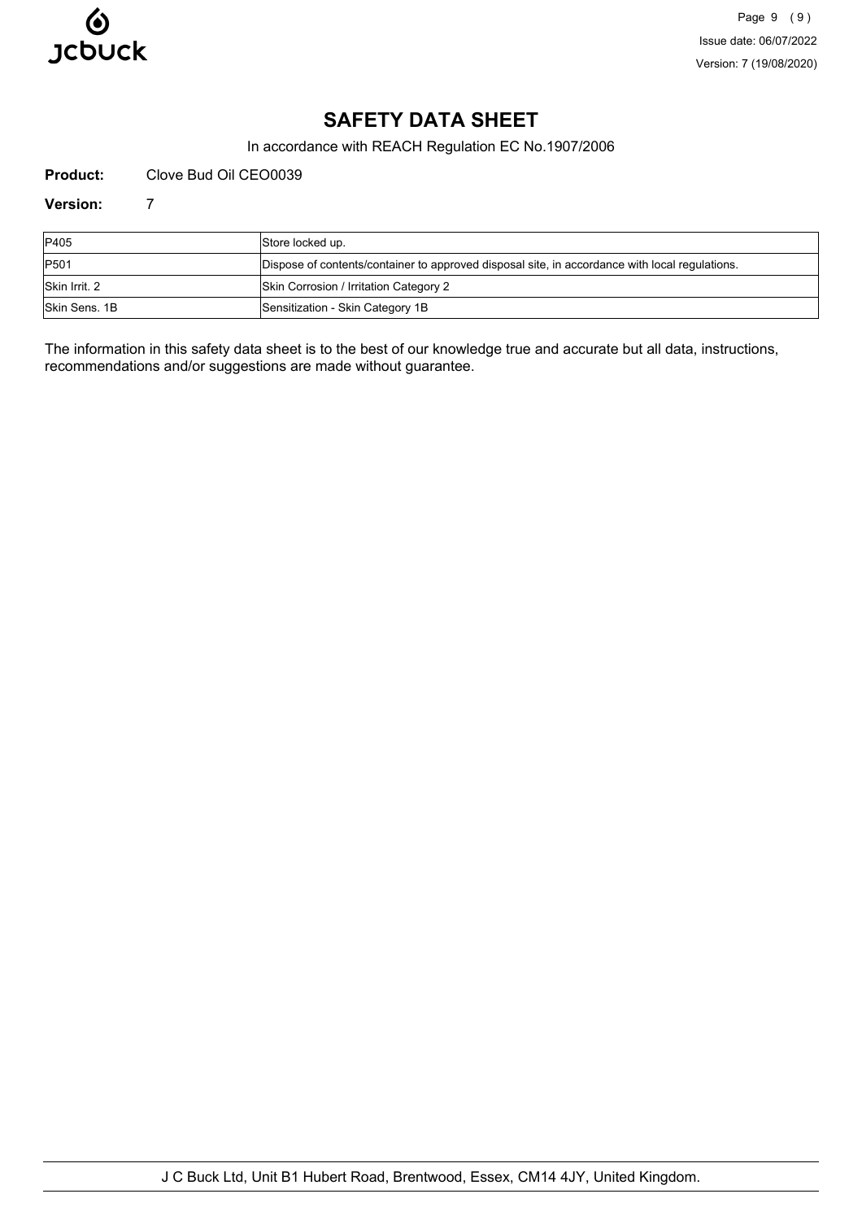# SAFETY DATA SHEET

In accordance with REACH Regulation EC No.1907/2006

**Product:** Clove Bud Oil CEO0039

**Version:** 7

| | |
|---|---|
| P405 | Store locked up. |
| P501 | Dispose of contents/container to approved disposal site, in accordance with local regulations. |
| Skin Irrit. 2 | Skin Corrosion / Irritation Category 2 |
| Skin Sens. 1B | Sensitization - Skin Category 1B |

The information in this safety data sheet is to the best of our knowledge true and accurate but all data, instructions, recommendations and/or suggestions are made without guarantee.